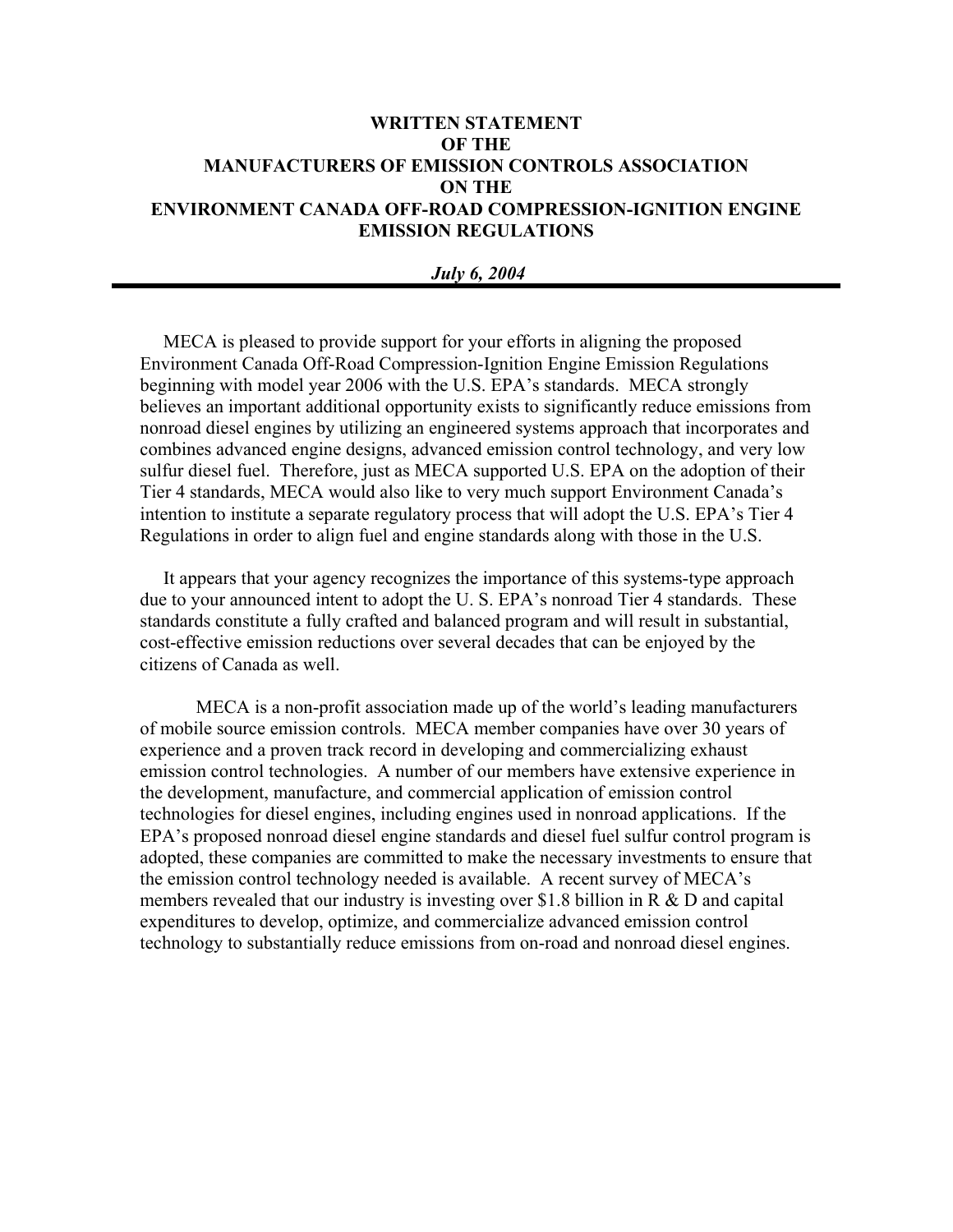# WRITTEN STATEMENT OF THE MANUFACTURERS OF EMISSION CONTROLS ASSOCIATION ON THE ENVIRONMENT CANADA OFF-ROAD COMPRESSION-IGNITION ENGINE EMISSION REGULATIONS

***July 6, 2004***

---

MECA is pleased to provide support for your efforts in aligning the proposed Environment Canada Off-Road Compression-Ignition Engine Emission Regulations beginning with model year 2006 with the U.S. EPA's standards. MECA strongly believes an important additional opportunity exists to significantly reduce emissions from nonroad diesel engines by utilizing an engineered systems approach that incorporates and combines advanced engine designs, advanced emission control technology, and very low sulfur diesel fuel. Therefore, just as MECA supported U.S. EPA on the adoption of their Tier 4 standards, MECA would also like to very much support Environment Canada's intention to institute a separate regulatory process that will adopt the U.S. EPA's Tier 4 Regulations in order to align fuel and engine standards along with those in the U.S.

It appears that your agency recognizes the importance of this systems-type approach due to your announced intent to adopt the U. S. EPA's nonroad Tier 4 standards. These standards constitute a fully crafted and balanced program and will result in substantial, cost-effective emission reductions over several decades that can be enjoyed by the citizens of Canada as well.

MECA is a non-profit association made up of the world's leading manufacturers of mobile source emission controls. MECA member companies have over 30 years of experience and a proven track record in developing and commercializing exhaust emission control technologies. A number of our members have extensive experience in the development, manufacture, and commercial application of emission control technologies for diesel engines, including engines used in nonroad applications. If the EPA's proposed nonroad diesel engine standards and diesel fuel sulfur control program is adopted, these companies are committed to make the necessary investments to ensure that the emission control technology needed is available. A recent survey of MECA's members revealed that our industry is investing over $1.8 billion in R & D and capital expenditures to develop, optimize, and commercialize advanced emission control technology to substantially reduce emissions from on-road and nonroad diesel engines.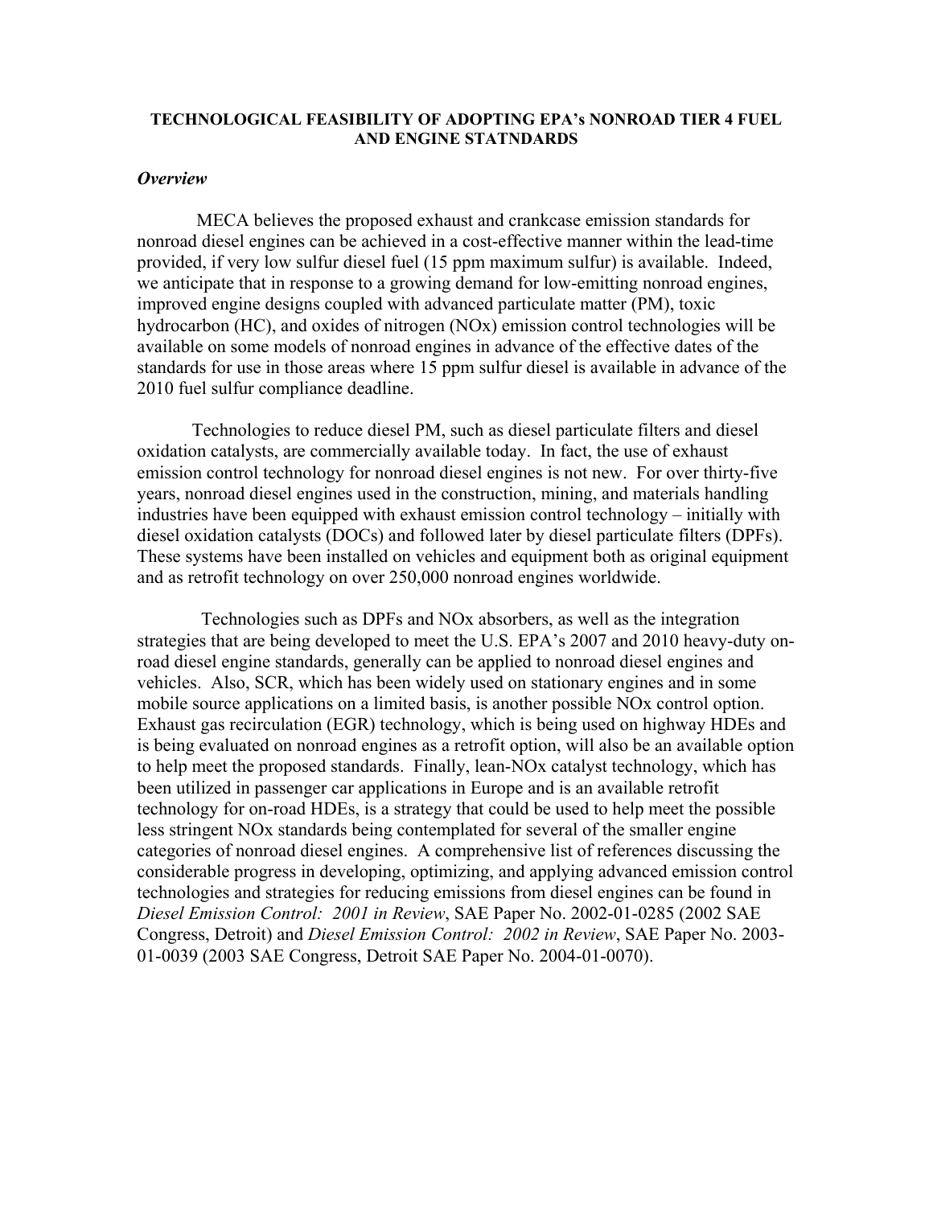**TECHNOLOGICAL FEASIBILITY OF ADOPTING EPA's NONROAD TIER 4 FUEL AND ENGINE STATNDARDS**

***Overview***

MECA believes the proposed exhaust and crankcase emission standards for nonroad diesel engines can be achieved in a cost-effective manner within the lead-time provided, if very low sulfur diesel fuel (15 ppm maximum sulfur) is available. Indeed, we anticipate that in response to a growing demand for low-emitting nonroad engines, improved engine designs coupled with advanced particulate matter (PM), toxic hydrocarbon (HC), and oxides of nitrogen (NOx) emission control technologies will be available on some models of nonroad engines in advance of the effective dates of the standards for use in those areas where 15 ppm sulfur diesel is available in advance of the 2010 fuel sulfur compliance deadline.

Technologies to reduce diesel PM, such as diesel particulate filters and diesel oxidation catalysts, are commercially available today. In fact, the use of exhaust emission control technology for nonroad diesel engines is not new. For over thirty-five years, nonroad diesel engines used in the construction, mining, and materials handling industries have been equipped with exhaust emission control technology – initially with diesel oxidation catalysts (DOCs) and followed later by diesel particulate filters (DPFs). These systems have been installed on vehicles and equipment both as original equipment and as retrofit technology on over 250,000 nonroad engines worldwide.

Technologies such as DPFs and NOx absorbers, as well as the integration strategies that are being developed to meet the U.S. EPA's 2007 and 2010 heavy-duty on-road diesel engine standards, generally can be applied to nonroad diesel engines and vehicles. Also, SCR, which has been widely used on stationary engines and in some mobile source applications on a limited basis, is another possible NOx control option. Exhaust gas recirculation (EGR) technology, which is being used on highway HDEs and is being evaluated on nonroad engines as a retrofit option, will also be an available option to help meet the proposed standards. Finally, lean-NOx catalyst technology, which has been utilized in passenger car applications in Europe and is an available retrofit technology for on-road HDEs, is a strategy that could be used to help meet the possible less stringent NOx standards being contemplated for several of the smaller engine categories of nonroad diesel engines. A comprehensive list of references discussing the considerable progress in developing, optimizing, and applying advanced emission control technologies and strategies for reducing emissions from diesel engines can be found in *Diesel Emission Control: 2001 in Review*, SAE Paper No. 2002-01-0285 (2002 SAE Congress, Detroit) and *Diesel Emission Control: 2002 in Review*, SAE Paper No. 2003-01-0039 (2003 SAE Congress, Detroit SAE Paper No. 2004-01-0070).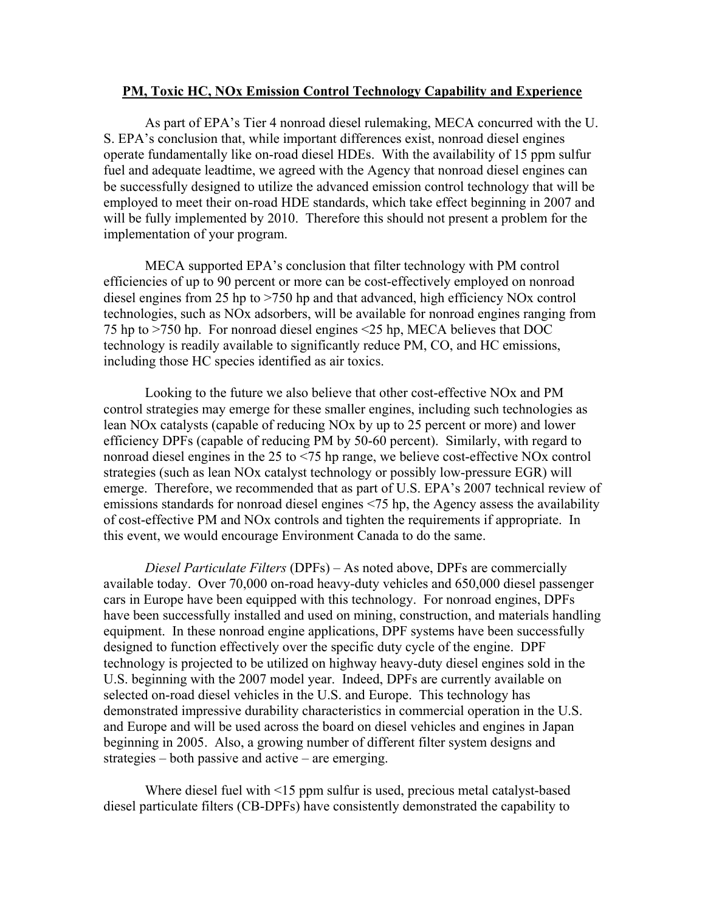**PM, Toxic HC, NOx Emission Control Technology Capability and Experience**

As part of EPA's Tier 4 nonroad diesel rulemaking, MECA concurred with the U. S. EPA's conclusion that, while important differences exist, nonroad diesel engines operate fundamentally like on-road diesel HDEs. With the availability of 15 ppm sulfur fuel and adequate leadtime, we agreed with the Agency that nonroad diesel engines can be successfully designed to utilize the advanced emission control technology that will be employed to meet their on-road HDE standards, which take effect beginning in 2007 and will be fully implemented by 2010. Therefore this should not present a problem for the implementation of your program.

MECA supported EPA's conclusion that filter technology with PM control efficiencies of up to 90 percent or more can be cost-effectively employed on nonroad diesel engines from 25 hp to >750 hp and that advanced, high efficiency NOx control technologies, such as NOx adsorbers, will be available for nonroad engines ranging from 75 hp to >750 hp. For nonroad diesel engines <25 hp, MECA believes that DOC technology is readily available to significantly reduce PM, CO, and HC emissions, including those HC species identified as air toxics.

Looking to the future we also believe that other cost-effective NOx and PM control strategies may emerge for these smaller engines, including such technologies as lean NOx catalysts (capable of reducing NOx by up to 25 percent or more) and lower efficiency DPFs (capable of reducing PM by 50-60 percent). Similarly, with regard to nonroad diesel engines in the 25 to <75 hp range, we believe cost-effective NOx control strategies (such as lean NOx catalyst technology or possibly low-pressure EGR) will emerge. Therefore, we recommended that as part of U.S. EPA's 2007 technical review of emissions standards for nonroad diesel engines <75 hp, the Agency assess the availability of cost-effective PM and NOx controls and tighten the requirements if appropriate. In this event, we would encourage Environment Canada to do the same.

*Diesel Particulate Filters* (DPFs) – As noted above, DPFs are commercially available today. Over 70,000 on-road heavy-duty vehicles and 650,000 diesel passenger cars in Europe have been equipped with this technology. For nonroad engines, DPFs have been successfully installed and used on mining, construction, and materials handling equipment. In these nonroad engine applications, DPF systems have been successfully designed to function effectively over the specific duty cycle of the engine. DPF technology is projected to be utilized on highway heavy-duty diesel engines sold in the U.S. beginning with the 2007 model year. Indeed, DPFs are currently available on selected on-road diesel vehicles in the U.S. and Europe. This technology has demonstrated impressive durability characteristics in commercial operation in the U.S. and Europe and will be used across the board on diesel vehicles and engines in Japan beginning in 2005. Also, a growing number of different filter system designs and strategies – both passive and active – are emerging.

Where diesel fuel with <15 ppm sulfur is used, precious metal catalyst-based diesel particulate filters (CB-DPFs) have consistently demonstrated the capability to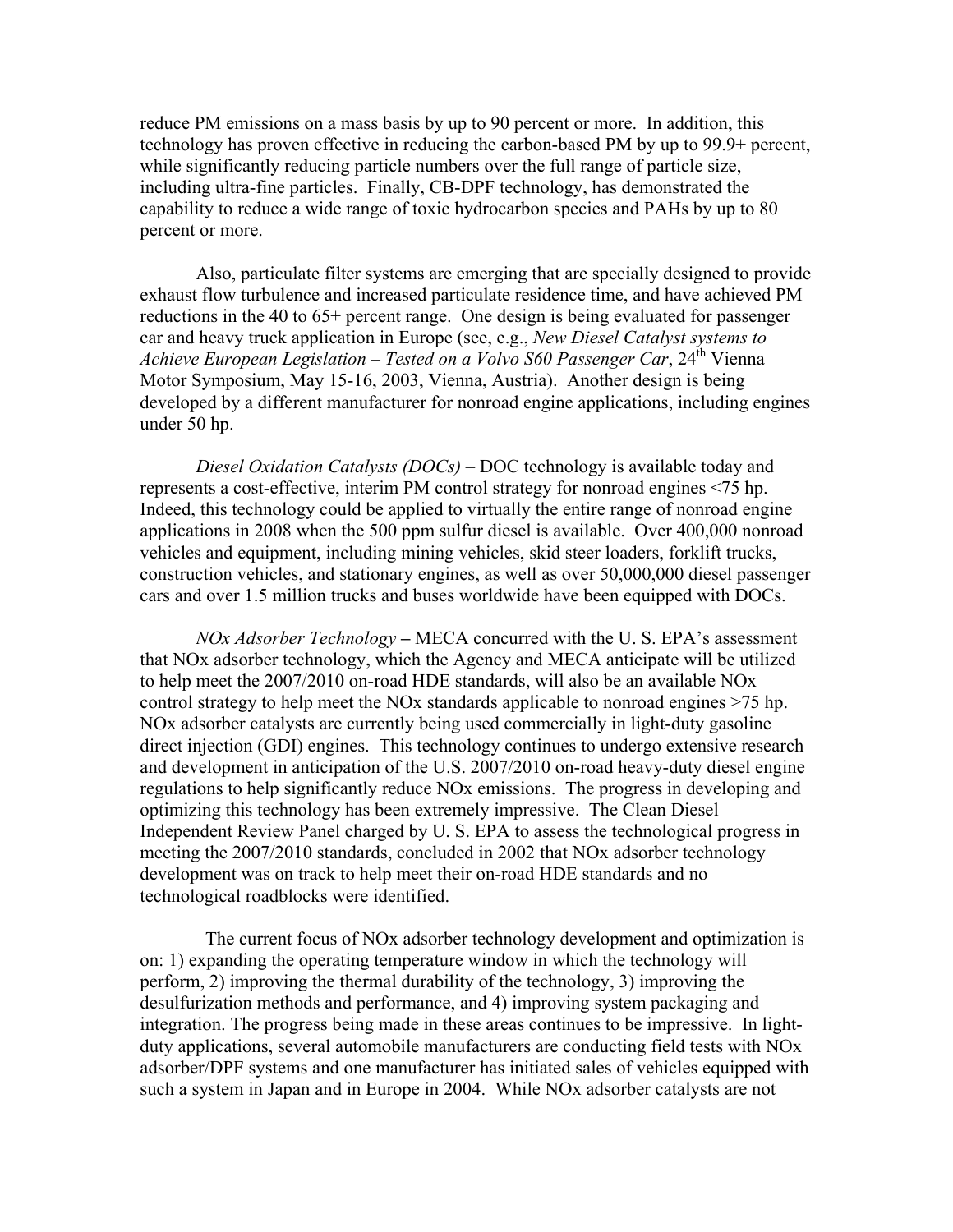reduce PM emissions on a mass basis by up to 90 percent or more. In addition, this technology has proven effective in reducing the carbon-based PM by up to 99.9+ percent, while significantly reducing particle numbers over the full range of particle size, including ultra-fine particles. Finally, CB-DPF technology, has demonstrated the capability to reduce a wide range of toxic hydrocarbon species and PAHs by up to 80 percent or more.

Also, particulate filter systems are emerging that are specially designed to provide exhaust flow turbulence and increased particulate residence time, and have achieved PM reductions in the 40 to 65+ percent range. One design is being evaluated for passenger car and heavy truck application in Europe (see, e.g., *New Diesel Catalyst systems to Achieve European Legislation – Tested on a Volvo S60 Passenger Car*, 24th Vienna Motor Symposium, May 15-16, 2003, Vienna, Austria). Another design is being developed by a different manufacturer for nonroad engine applications, including engines under 50 hp.

*Diesel Oxidation Catalysts (DOCs)* – DOC technology is available today and represents a cost-effective, interim PM control strategy for nonroad engines <75 hp. Indeed, this technology could be applied to virtually the entire range of nonroad engine applications in 2008 when the 500 ppm sulfur diesel is available. Over 400,000 nonroad vehicles and equipment, including mining vehicles, skid steer loaders, forklift trucks, construction vehicles, and stationary engines, as well as over 50,000,000 diesel passenger cars and over 1.5 million trucks and buses worldwide have been equipped with DOCs.

*NOx Adsorber Technology* – MECA concurred with the U. S. EPA's assessment that NOx adsorber technology, which the Agency and MECA anticipate will be utilized to help meet the 2007/2010 on-road HDE standards, will also be an available NOx control strategy to help meet the NOx standards applicable to nonroad engines >75 hp. NOx adsorber catalysts are currently being used commercially in light-duty gasoline direct injection (GDI) engines. This technology continues to undergo extensive research and development in anticipation of the U.S. 2007/2010 on-road heavy-duty diesel engine regulations to help significantly reduce NOx emissions. The progress in developing and optimizing this technology has been extremely impressive. The Clean Diesel Independent Review Panel charged by U. S. EPA to assess the technological progress in meeting the 2007/2010 standards, concluded in 2002 that NOx adsorber technology development was on track to help meet their on-road HDE standards and no technological roadblocks were identified.

The current focus of NOx adsorber technology development and optimization is on: 1) expanding the operating temperature window in which the technology will perform, 2) improving the thermal durability of the technology, 3) improving the desulfurization methods and performance, and 4) improving system packaging and integration. The progress being made in these areas continues to be impressive. In light-duty applications, several automobile manufacturers are conducting field tests with NOx adsorber/DPF systems and one manufacturer has initiated sales of vehicles equipped with such a system in Japan and in Europe in 2004. While NOx adsorber catalysts are not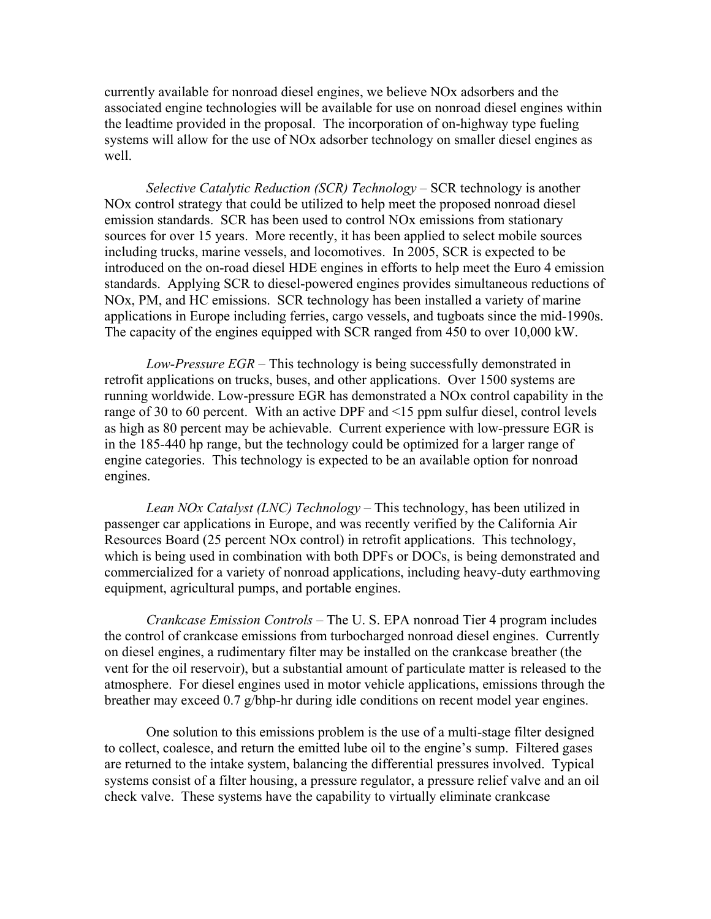currently available for nonroad diesel engines, we believe NOx adsorbers and the associated engine technologies will be available for use on nonroad diesel engines within the leadtime provided in the proposal. The incorporation of on-highway type fueling systems will allow for the use of NOx adsorber technology on smaller diesel engines as well.

*Selective Catalytic Reduction (SCR) Technology* – SCR technology is another NOx control strategy that could be utilized to help meet the proposed nonroad diesel emission standards. SCR has been used to control NOx emissions from stationary sources for over 15 years. More recently, it has been applied to select mobile sources including trucks, marine vessels, and locomotives. In 2005, SCR is expected to be introduced on the on-road diesel HDE engines in efforts to help meet the Euro 4 emission standards. Applying SCR to diesel-powered engines provides simultaneous reductions of NOx, PM, and HC emissions. SCR technology has been installed a variety of marine applications in Europe including ferries, cargo vessels, and tugboats since the mid-1990s. The capacity of the engines equipped with SCR ranged from 450 to over 10,000 kW.

*Low-Pressure EGR* – This technology is being successfully demonstrated in retrofit applications on trucks, buses, and other applications. Over 1500 systems are running worldwide. Low-pressure EGR has demonstrated a NOx control capability in the range of 30 to 60 percent. With an active DPF and <15 ppm sulfur diesel, control levels as high as 80 percent may be achievable. Current experience with low-pressure EGR is in the 185-440 hp range, but the technology could be optimized for a larger range of engine categories. This technology is expected to be an available option for nonroad engines.

*Lean NOx Catalyst (LNC) Technology* – This technology, has been utilized in passenger car applications in Europe, and was recently verified by the California Air Resources Board (25 percent NOx control) in retrofit applications. This technology, which is being used in combination with both DPFs or DOCs, is being demonstrated and commercialized for a variety of nonroad applications, including heavy-duty earthmoving equipment, agricultural pumps, and portable engines.

*Crankcase Emission Controls* – The U. S. EPA nonroad Tier 4 program includes the control of crankcase emissions from turbocharged nonroad diesel engines. Currently on diesel engines, a rudimentary filter may be installed on the crankcase breather (the vent for the oil reservoir), but a substantial amount of particulate matter is released to the atmosphere. For diesel engines used in motor vehicle applications, emissions through the breather may exceed 0.7 g/bhp-hr during idle conditions on recent model year engines.

One solution to this emissions problem is the use of a multi-stage filter designed to collect, coalesce, and return the emitted lube oil to the engine's sump. Filtered gases are returned to the intake system, balancing the differential pressures involved. Typical systems consist of a filter housing, a pressure regulator, a pressure relief valve and an oil check valve. These systems have the capability to virtually eliminate crankcase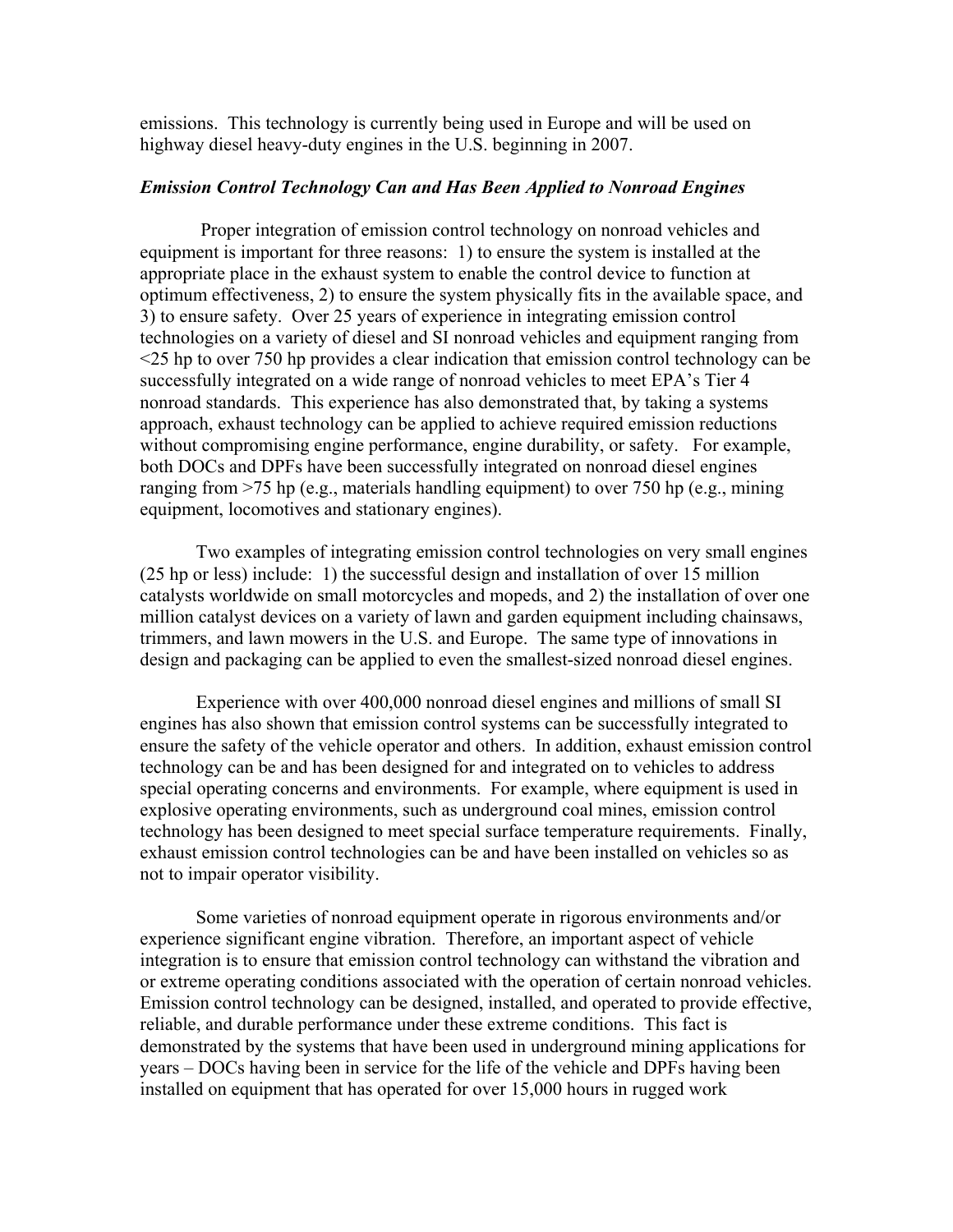emissions. This technology is currently being used in Europe and will be used on highway diesel heavy-duty engines in the U.S. beginning in 2007.

### *Emission Control Technology Can and Has Been Applied to Nonroad Engines*

Proper integration of emission control technology on nonroad vehicles and equipment is important for three reasons: 1) to ensure the system is installed at the appropriate place in the exhaust system to enable the control device to function at optimum effectiveness, 2) to ensure the system physically fits in the available space, and 3) to ensure safety. Over 25 years of experience in integrating emission control technologies on a variety of diesel and SI nonroad vehicles and equipment ranging from <25 hp to over 750 hp provides a clear indication that emission control technology can be successfully integrated on a wide range of nonroad vehicles to meet EPA's Tier 4 nonroad standards. This experience has also demonstrated that, by taking a systems approach, exhaust technology can be applied to achieve required emission reductions without compromising engine performance, engine durability, or safety. For example, both DOCs and DPFs have been successfully integrated on nonroad diesel engines ranging from >75 hp (e.g., materials handling equipment) to over 750 hp (e.g., mining equipment, locomotives and stationary engines).

Two examples of integrating emission control technologies on very small engines (25 hp or less) include: 1) the successful design and installation of over 15 million catalysts worldwide on small motorcycles and mopeds, and 2) the installation of over one million catalyst devices on a variety of lawn and garden equipment including chainsaws, trimmers, and lawn mowers in the U.S. and Europe. The same type of innovations in design and packaging can be applied to even the smallest-sized nonroad diesel engines.

Experience with over 400,000 nonroad diesel engines and millions of small SI engines has also shown that emission control systems can be successfully integrated to ensure the safety of the vehicle operator and others. In addition, exhaust emission control technology can be and has been designed for and integrated on to vehicles to address special operating concerns and environments. For example, where equipment is used in explosive operating environments, such as underground coal mines, emission control technology has been designed to meet special surface temperature requirements. Finally, exhaust emission control technologies can be and have been installed on vehicles so as not to impair operator visibility.

Some varieties of nonroad equipment operate in rigorous environments and/or experience significant engine vibration. Therefore, an important aspect of vehicle integration is to ensure that emission control technology can withstand the vibration and or extreme operating conditions associated with the operation of certain nonroad vehicles. Emission control technology can be designed, installed, and operated to provide effective, reliable, and durable performance under these extreme conditions. This fact is demonstrated by the systems that have been used in underground mining applications for years – DOCs having been in service for the life of the vehicle and DPFs having been installed on equipment that has operated for over 15,000 hours in rugged work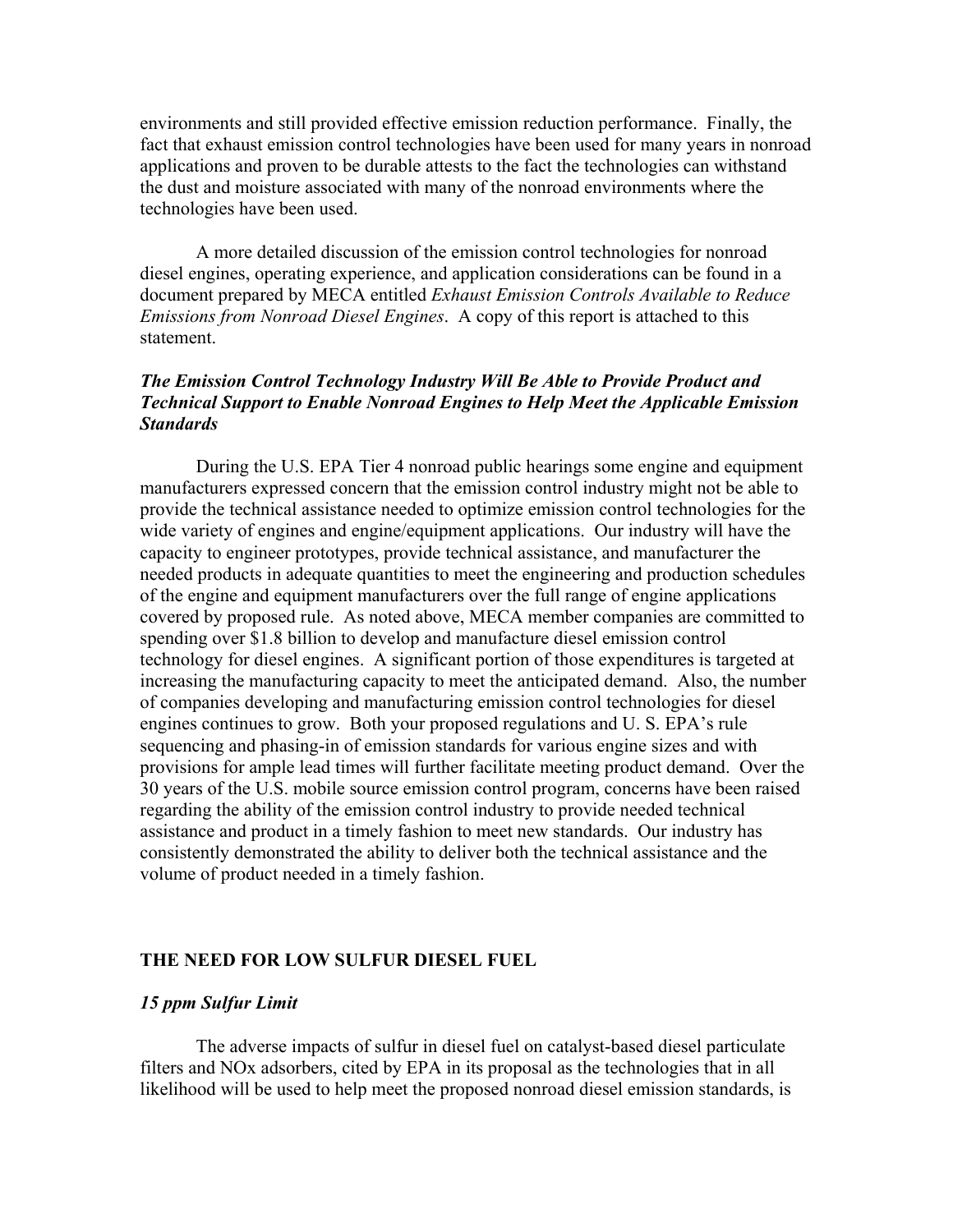environments and still provided effective emission reduction performance. Finally, the fact that exhaust emission control technologies have been used for many years in nonroad applications and proven to be durable attests to the fact the technologies can withstand the dust and moisture associated with many of the nonroad environments where the technologies have been used.

A more detailed discussion of the emission control technologies for nonroad diesel engines, operating experience, and application considerations can be found in a document prepared by MECA entitled *Exhaust Emission Controls Available to Reduce Emissions from Nonroad Diesel Engines*. A copy of this report is attached to this statement.

### *The Emission Control Technology Industry Will Be Able to Provide Product and Technical Support to Enable Nonroad Engines to Help Meet the Applicable Emission Standards*

During the U.S. EPA Tier 4 nonroad public hearings some engine and equipment manufacturers expressed concern that the emission control industry might not be able to provide the technical assistance needed to optimize emission control technologies for the wide variety of engines and engine/equipment applications. Our industry will have the capacity to engineer prototypes, provide technical assistance, and manufacturer the needed products in adequate quantities to meet the engineering and production schedules of the engine and equipment manufacturers over the full range of engine applications covered by proposed rule. As noted above, MECA member companies are committed to spending over $1.8 billion to develop and manufacture diesel emission control technology for diesel engines. A significant portion of those expenditures is targeted at increasing the manufacturing capacity to meet the anticipated demand. Also, the number of companies developing and manufacturing emission control technologies for diesel engines continues to grow. Both your proposed regulations and U. S. EPA's rule sequencing and phasing-in of emission standards for various engine sizes and with provisions for ample lead times will further facilitate meeting product demand. Over the 30 years of the U.S. mobile source emission control program, concerns have been raised regarding the ability of the emission control industry to provide needed technical assistance and product in a timely fashion to meet new standards. Our industry has consistently demonstrated the ability to deliver both the technical assistance and the volume of product needed in a timely fashion.

## THE NEED FOR LOW SULFUR DIESEL FUEL

### *15 ppm Sulfur Limit*

The adverse impacts of sulfur in diesel fuel on catalyst-based diesel particulate filters and NOx adsorbers, cited by EPA in its proposal as the technologies that in all likelihood will be used to help meet the proposed nonroad diesel emission standards, is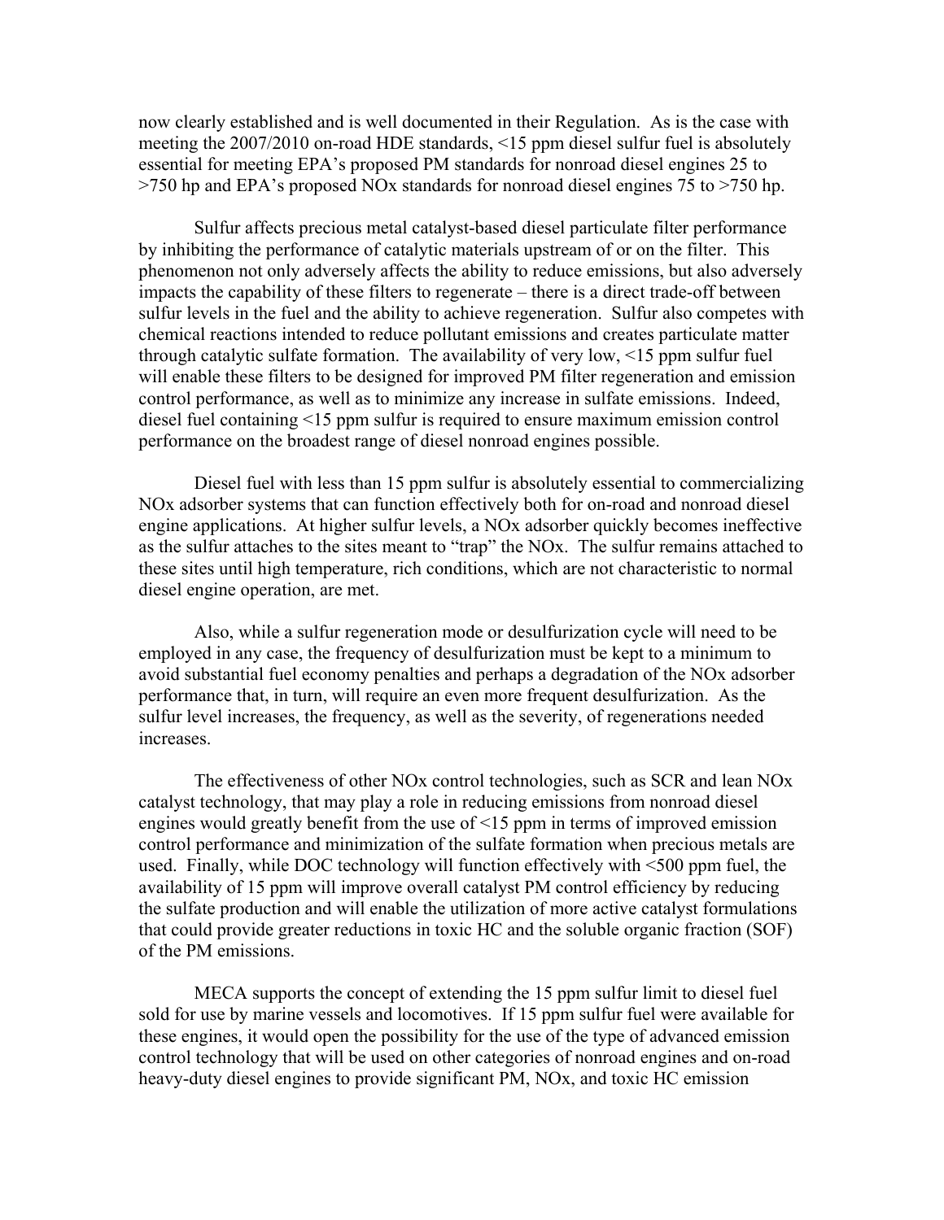now clearly established and is well documented in their Regulation. As is the case with meeting the 2007/2010 on-road HDE standards, <15 ppm diesel sulfur fuel is absolutely essential for meeting EPA's proposed PM standards for nonroad diesel engines 25 to >750 hp and EPA's proposed NOx standards for nonroad diesel engines 75 to >750 hp.

Sulfur affects precious metal catalyst-based diesel particulate filter performance by inhibiting the performance of catalytic materials upstream of or on the filter. This phenomenon not only adversely affects the ability to reduce emissions, but also adversely impacts the capability of these filters to regenerate – there is a direct trade-off between sulfur levels in the fuel and the ability to achieve regeneration. Sulfur also competes with chemical reactions intended to reduce pollutant emissions and creates particulate matter through catalytic sulfate formation. The availability of very low, <15 ppm sulfur fuel will enable these filters to be designed for improved PM filter regeneration and emission control performance, as well as to minimize any increase in sulfate emissions. Indeed, diesel fuel containing <15 ppm sulfur is required to ensure maximum emission control performance on the broadest range of diesel nonroad engines possible.

Diesel fuel with less than 15 ppm sulfur is absolutely essential to commercializing NOx adsorber systems that can function effectively both for on-road and nonroad diesel engine applications. At higher sulfur levels, a NOx adsorber quickly becomes ineffective as the sulfur attaches to the sites meant to "trap" the NOx. The sulfur remains attached to these sites until high temperature, rich conditions, which are not characteristic to normal diesel engine operation, are met.

Also, while a sulfur regeneration mode or desulfurization cycle will need to be employed in any case, the frequency of desulfurization must be kept to a minimum to avoid substantial fuel economy penalties and perhaps a degradation of the NOx adsorber performance that, in turn, will require an even more frequent desulfurization. As the sulfur level increases, the frequency, as well as the severity, of regenerations needed increases.

The effectiveness of other NOx control technologies, such as SCR and lean NOx catalyst technology, that may play a role in reducing emissions from nonroad diesel engines would greatly benefit from the use of <15 ppm in terms of improved emission control performance and minimization of the sulfate formation when precious metals are used. Finally, while DOC technology will function effectively with <500 ppm fuel, the availability of 15 ppm will improve overall catalyst PM control efficiency by reducing the sulfate production and will enable the utilization of more active catalyst formulations that could provide greater reductions in toxic HC and the soluble organic fraction (SOF) of the PM emissions.

MECA supports the concept of extending the 15 ppm sulfur limit to diesel fuel sold for use by marine vessels and locomotives. If 15 ppm sulfur fuel were available for these engines, it would open the possibility for the use of the type of advanced emission control technology that will be used on other categories of nonroad engines and on-road heavy-duty diesel engines to provide significant PM, NOx, and toxic HC emission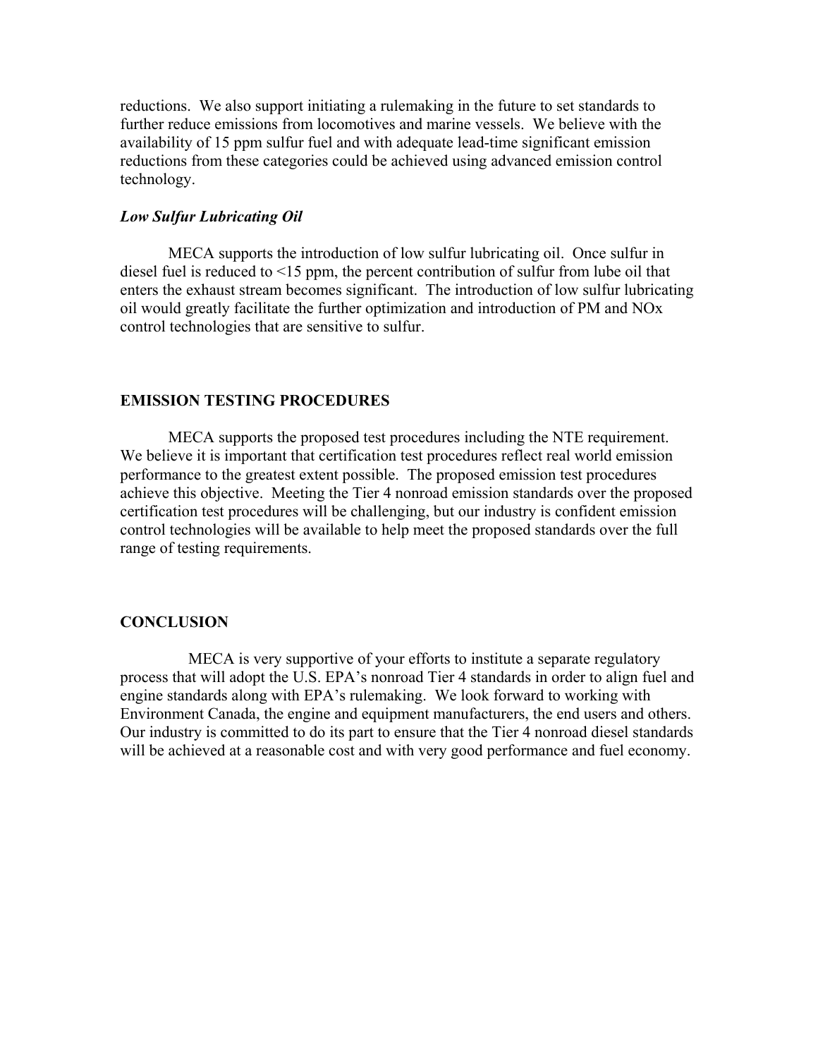reductions. We also support initiating a rulemaking in the future to set standards to further reduce emissions from locomotives and marine vessels. We believe with the availability of 15 ppm sulfur fuel and with adequate lead-time significant emission reductions from these categories could be achieved using advanced emission control technology.

***Low Sulfur Lubricating Oil***

MECA supports the introduction of low sulfur lubricating oil. Once sulfur in diesel fuel is reduced to <15 ppm, the percent contribution of sulfur from lube oil that enters the exhaust stream becomes significant. The introduction of low sulfur lubricating oil would greatly facilitate the further optimization and introduction of PM and NOx control technologies that are sensitive to sulfur.

**EMISSION TESTING PROCEDURES**

MECA supports the proposed test procedures including the NTE requirement. We believe it is important that certification test procedures reflect real world emission performance to the greatest extent possible. The proposed emission test procedures achieve this objective. Meeting the Tier 4 nonroad emission standards over the proposed certification test procedures will be challenging, but our industry is confident emission control technologies will be available to help meet the proposed standards over the full range of testing requirements.

**CONCLUSION**

MECA is very supportive of your efforts to institute a separate regulatory process that will adopt the U.S. EPA's nonroad Tier 4 standards in order to align fuel and engine standards along with EPA's rulemaking. We look forward to working with Environment Canada, the engine and equipment manufacturers, the end users and others. Our industry is committed to do its part to ensure that the Tier 4 nonroad diesel standards will be achieved at a reasonable cost and with very good performance and fuel economy.